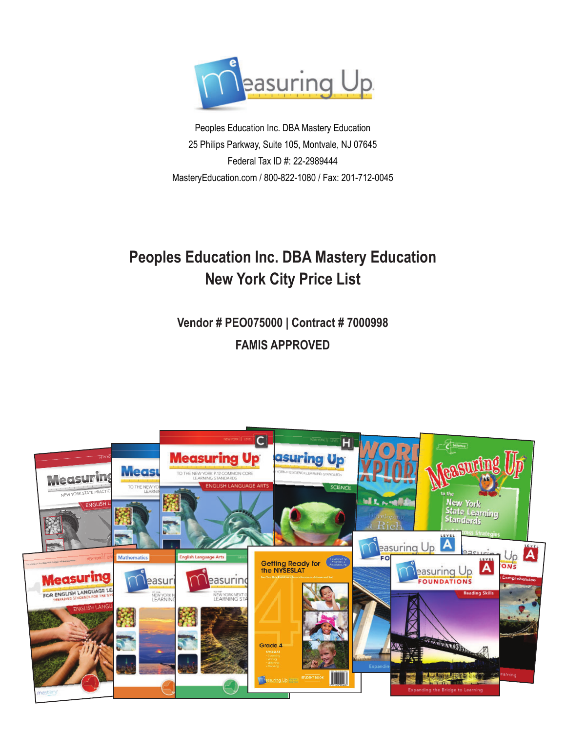Peoples Education Inc. DBA Mastery Education
25 Philips Parkway, Suite 105, Montvale, NJ 07645
Federal Tax ID #: 22-2989444
MasteryEducation.com / 800-822-1080 / Fax: 201-712-0045

# Peoples Education Inc. DBA Mastery Education
# New York City Price List

### Vendor # PEO075000 | Contract # 7000998

### FAMIS APPROVED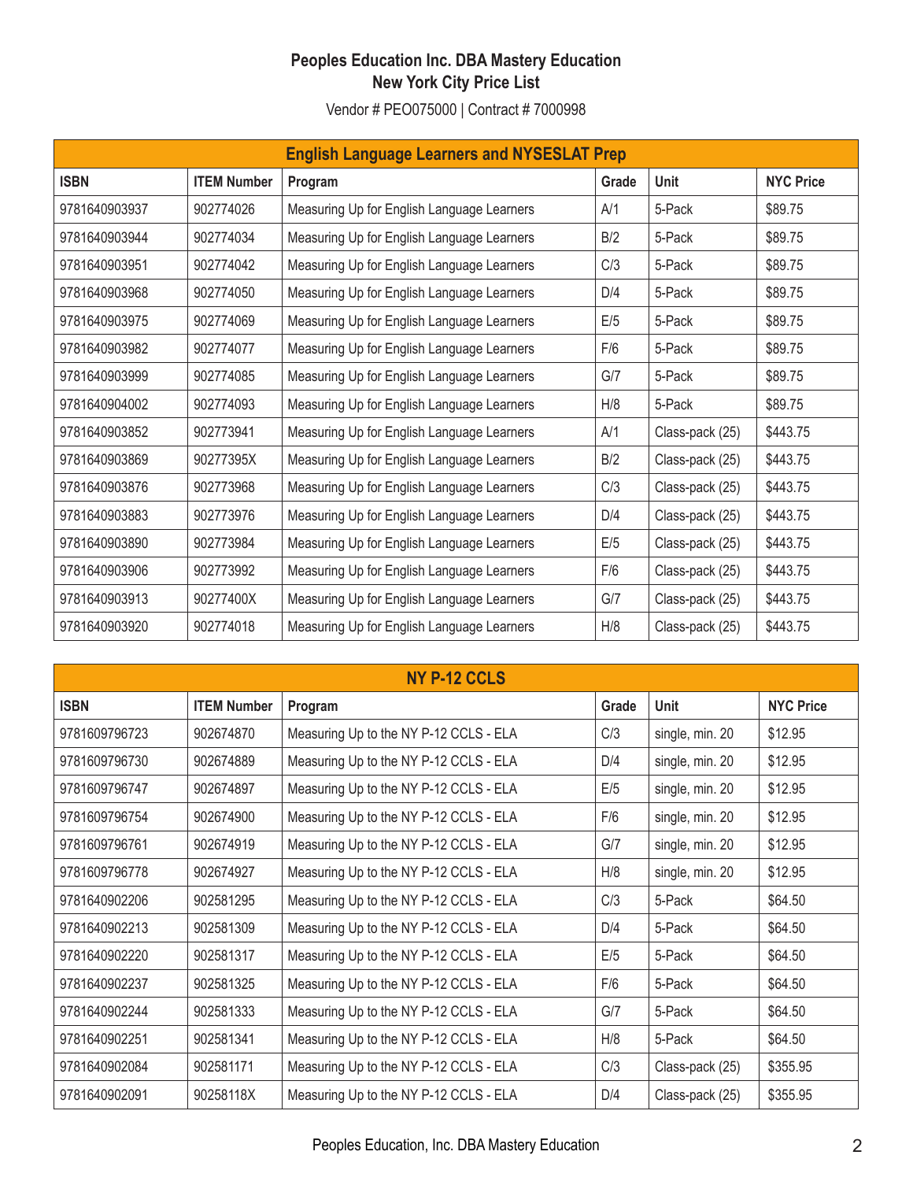# Peoples Education Inc. DBA Mastery Education
## New York City Price List

Vendor # PEO075000 | Contract # 7000998

| English Language Learners and NYSESLAT Prep | | | | | |
|---|---|---|---|---|---|
| **ISBN** | **ITEM Number** | **Program** | **Grade** | **Unit** | **NYC Price** |
| 9781640903937 | 902774026 | Measuring Up for English Language Learners | A/1 | 5-Pack | $89.75 |
| 9781640903944 | 902774034 | Measuring Up for English Language Learners | B/2 | 5-Pack | $89.75 |
| 9781640903951 | 902774042 | Measuring Up for English Language Learners | C/3 | 5-Pack | $89.75 |
| 9781640903968 | 902774050 | Measuring Up for English Language Learners | D/4 | 5-Pack | $89.75 |
| 9781640903975 | 902774069 | Measuring Up for English Language Learners | E/5 | 5-Pack | $89.75 |
| 9781640903982 | 902774077 | Measuring Up for English Language Learners | F/6 | 5-Pack | $89.75 |
| 9781640903999 | 902774085 | Measuring Up for English Language Learners | G/7 | 5-Pack | $89.75 |
| 9781640904002 | 902774093 | Measuring Up for English Language Learners | H/8 | 5-Pack | $89.75 |
| 9781640903852 | 902773941 | Measuring Up for English Language Learners | A/1 | Class-pack (25) | $443.75 |
| 9781640903869 | 90277395X | Measuring Up for English Language Learners | B/2 | Class-pack (25) | $443.75 |
| 9781640903876 | 902773968 | Measuring Up for English Language Learners | C/3 | Class-pack (25) | $443.75 |
| 9781640903883 | 902773976 | Measuring Up for English Language Learners | D/4 | Class-pack (25) | $443.75 |
| 9781640903890 | 902773984 | Measuring Up for English Language Learners | E/5 | Class-pack (25) | $443.75 |
| 9781640903906 | 902773992 | Measuring Up for English Language Learners | F/6 | Class-pack (25) | $443.75 |
| 9781640903913 | 90277400X | Measuring Up for English Language Learners | G/7 | Class-pack (25) | $443.75 |
| 9781640903920 | 902774018 | Measuring Up for English Language Learners | H/8 | Class-pack (25) | $443.75 |

| NY P-12 CCLS | | | | | |
|---|---|---|---|---|---|
| **ISBN** | **ITEM Number** | **Program** | **Grade** | **Unit** | **NYC Price** |
| 9781609796723 | 902674870 | Measuring Up to the NY P-12 CCLS - ELA | C/3 | single, min. 20 | $12.95 |
| 9781609796730 | 902674889 | Measuring Up to the NY P-12 CCLS - ELA | D/4 | single, min. 20 | $12.95 |
| 9781609796747 | 902674897 | Measuring Up to the NY P-12 CCLS - ELA | E/5 | single, min. 20 | $12.95 |
| 9781609796754 | 902674900 | Measuring Up to the NY P-12 CCLS - ELA | F/6 | single, min. 20 | $12.95 |
| 9781609796761 | 902674919 | Measuring Up to the NY P-12 CCLS - ELA | G/7 | single, min. 20 | $12.95 |
| 9781609796778 | 902674927 | Measuring Up to the NY P-12 CCLS - ELA | H/8 | single, min. 20 | $12.95 |
| 9781640902206 | 902581295 | Measuring Up to the NY P-12 CCLS - ELA | C/3 | 5-Pack | $64.50 |
| 9781640902213 | 902581309 | Measuring Up to the NY P-12 CCLS - ELA | D/4 | 5-Pack | $64.50 |
| 9781640902220 | 902581317 | Measuring Up to the NY P-12 CCLS - ELA | E/5 | 5-Pack | $64.50 |
| 9781640902237 | 902581325 | Measuring Up to the NY P-12 CCLS - ELA | F/6 | 5-Pack | $64.50 |
| 9781640902244 | 902581333 | Measuring Up to the NY P-12 CCLS - ELA | G/7 | 5-Pack | $64.50 |
| 9781640902251 | 902581341 | Measuring Up to the NY P-12 CCLS - ELA | H/8 | 5-Pack | $64.50 |
| 9781640902084 | 902581171 | Measuring Up to the NY P-12 CCLS - ELA | C/3 | Class-pack (25) | $355.95 |
| 9781640902091 | 90258118X | Measuring Up to the NY P-12 CCLS - ELA | D/4 | Class-pack (25) | $355.95 |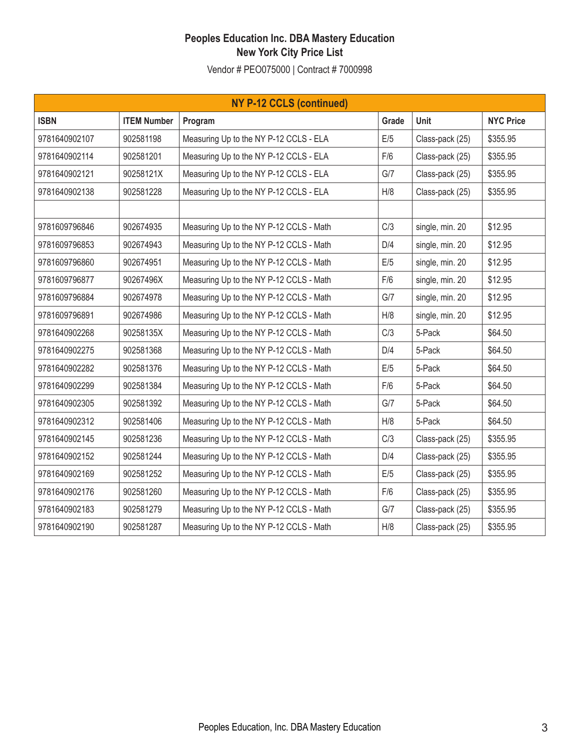**Peoples Education Inc. DBA Mastery Education**
**New York City Price List**

Vendor # PEO075000 | Contract # 7000998

| NY P-12 CCLS (continued) | | | | | |
|---|---|---|---|---|---|
| **ISBN** | **ITEM Number** | **Program** | **Grade** | **Unit** | **NYC Price** |
| 9781640902107 | 902581198 | Measuring Up to the NY P-12 CCLS - ELA | E/5 | Class-pack (25) | $355.95 |
| 9781640902114 | 902581201 | Measuring Up to the NY P-12 CCLS - ELA | F/6 | Class-pack (25) | $355.95 |
| 9781640902121 | 90258121X | Measuring Up to the NY P-12 CCLS - ELA | G/7 | Class-pack (25) | $355.95 |
| 9781640902138 | 902581228 | Measuring Up to the NY P-12 CCLS - ELA | H/8 | Class-pack (25) | $355.95 |
| | | | | | |
| 9781609796846 | 902674935 | Measuring Up to the NY P-12 CCLS - Math | C/3 | single, min. 20 | $12.95 |
| 9781609796853 | 902674943 | Measuring Up to the NY P-12 CCLS - Math | D/4 | single, min. 20 | $12.95 |
| 9781609796860 | 902674951 | Measuring Up to the NY P-12 CCLS - Math | E/5 | single, min. 20 | $12.95 |
| 9781609796877 | 90267496X | Measuring Up to the NY P-12 CCLS - Math | F/6 | single, min. 20 | $12.95 |
| 9781609796884 | 902674978 | Measuring Up to the NY P-12 CCLS - Math | G/7 | single, min. 20 | $12.95 |
| 9781609796891 | 902674986 | Measuring Up to the NY P-12 CCLS - Math | H/8 | single, min. 20 | $12.95 |
| 9781640902268 | 90258135X | Measuring Up to the NY P-12 CCLS - Math | C/3 | 5-Pack | $64.50 |
| 9781640902275 | 902581368 | Measuring Up to the NY P-12 CCLS - Math | D/4 | 5-Pack | $64.50 |
| 9781640902282 | 902581376 | Measuring Up to the NY P-12 CCLS - Math | E/5 | 5-Pack | $64.50 |
| 9781640902299 | 902581384 | Measuring Up to the NY P-12 CCLS - Math | F/6 | 5-Pack | $64.50 |
| 9781640902305 | 902581392 | Measuring Up to the NY P-12 CCLS - Math | G/7 | 5-Pack | $64.50 |
| 9781640902312 | 902581406 | Measuring Up to the NY P-12 CCLS - Math | H/8 | 5-Pack | $64.50 |
| 9781640902145 | 902581236 | Measuring Up to the NY P-12 CCLS - Math | C/3 | Class-pack (25) | $355.95 |
| 9781640902152 | 902581244 | Measuring Up to the NY P-12 CCLS - Math | D/4 | Class-pack (25) | $355.95 |
| 9781640902169 | 902581252 | Measuring Up to the NY P-12 CCLS - Math | E/5 | Class-pack (25) | $355.95 |
| 9781640902176 | 902581260 | Measuring Up to the NY P-12 CCLS - Math | F/6 | Class-pack (25) | $355.95 |
| 9781640902183 | 902581279 | Measuring Up to the NY P-12 CCLS - Math | G/7 | Class-pack (25) | $355.95 |
| 9781640902190 | 902581287 | Measuring Up to the NY P-12 CCLS - Math | H/8 | Class-pack (25) | $355.95 |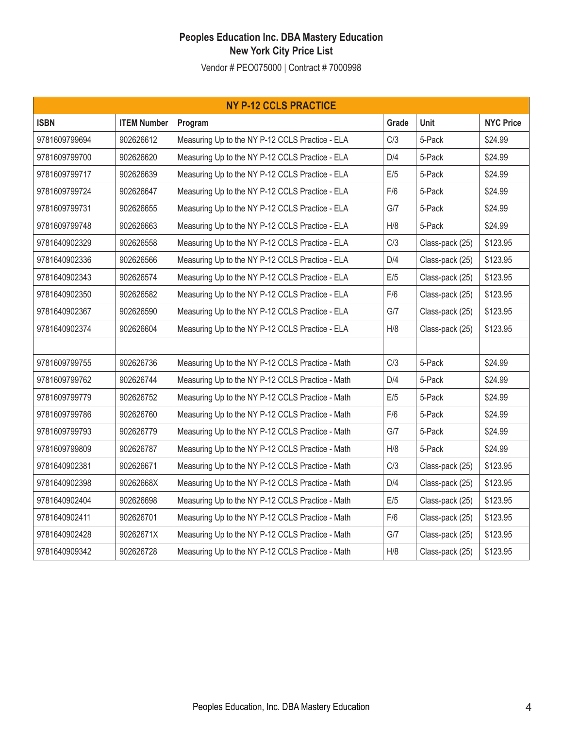**Peoples Education Inc. DBA Mastery Education**
**New York City Price List**

Vendor # PEO075000 | Contract # 7000998

| NY P-12 CCLS PRACTICE | | | | | |
|---|---|---|---|---|---|
| **ISBN** | **ITEM Number** | **Program** | **Grade** | **Unit** | **NYC Price** |
| 9781609799694 | 902626612 | Measuring Up to the NY P-12 CCLS Practice - ELA | C/3 | 5-Pack | $24.99 |
| 9781609799700 | 902626620 | Measuring Up to the NY P-12 CCLS Practice - ELA | D/4 | 5-Pack | $24.99 |
| 9781609799717 | 902626639 | Measuring Up to the NY P-12 CCLS Practice - ELA | E/5 | 5-Pack | $24.99 |
| 9781609799724 | 902626647 | Measuring Up to the NY P-12 CCLS Practice - ELA | F/6 | 5-Pack | $24.99 |
| 9781609799731 | 902626655 | Measuring Up to the NY P-12 CCLS Practice - ELA | G/7 | 5-Pack | $24.99 |
| 9781609799748 | 902626663 | Measuring Up to the NY P-12 CCLS Practice - ELA | H/8 | 5-Pack | $24.99 |
| 9781640902329 | 902626558 | Measuring Up to the NY P-12 CCLS Practice - ELA | C/3 | Class-pack (25) | $123.95 |
| 9781640902336 | 902626566 | Measuring Up to the NY P-12 CCLS Practice - ELA | D/4 | Class-pack (25) | $123.95 |
| 9781640902343 | 902626574 | Measuring Up to the NY P-12 CCLS Practice - ELA | E/5 | Class-pack (25) | $123.95 |
| 9781640902350 | 902626582 | Measuring Up to the NY P-12 CCLS Practice - ELA | F/6 | Class-pack (25) | $123.95 |
| 9781640902367 | 902626590 | Measuring Up to the NY P-12 CCLS Practice - ELA | G/7 | Class-pack (25) | $123.95 |
| 9781640902374 | 902626604 | Measuring Up to the NY P-12 CCLS Practice - ELA | H/8 | Class-pack (25) | $123.95 |
| | | | | | |
| 9781609799755 | 902626736 | Measuring Up to the NY P-12 CCLS Practice - Math | C/3 | 5-Pack | $24.99 |
| 9781609799762 | 902626744 | Measuring Up to the NY P-12 CCLS Practice - Math | D/4 | 5-Pack | $24.99 |
| 9781609799779 | 902626752 | Measuring Up to the NY P-12 CCLS Practice - Math | E/5 | 5-Pack | $24.99 |
| 9781609799786 | 902626760 | Measuring Up to the NY P-12 CCLS Practice - Math | F/6 | 5-Pack | $24.99 |
| 9781609799793 | 902626779 | Measuring Up to the NY P-12 CCLS Practice - Math | G/7 | 5-Pack | $24.99 |
| 9781609799809 | 902626787 | Measuring Up to the NY P-12 CCLS Practice - Math | H/8 | 5-Pack | $24.99 |
| 9781640902381 | 902626671 | Measuring Up to the NY P-12 CCLS Practice - Math | C/3 | Class-pack (25) | $123.95 |
| 9781640902398 | 90262668X | Measuring Up to the NY P-12 CCLS Practice - Math | D/4 | Class-pack (25) | $123.95 |
| 9781640902404 | 902626698 | Measuring Up to the NY P-12 CCLS Practice - Math | E/5 | Class-pack (25) | $123.95 |
| 9781640902411 | 902626701 | Measuring Up to the NY P-12 CCLS Practice - Math | F/6 | Class-pack (25) | $123.95 |
| 9781640902428 | 90262671X | Measuring Up to the NY P-12 CCLS Practice - Math | G/7 | Class-pack (25) | $123.95 |
| 9781640909342 | 902626728 | Measuring Up to the NY P-12 CCLS Practice - Math | H/8 | Class-pack (25) | $123.95 |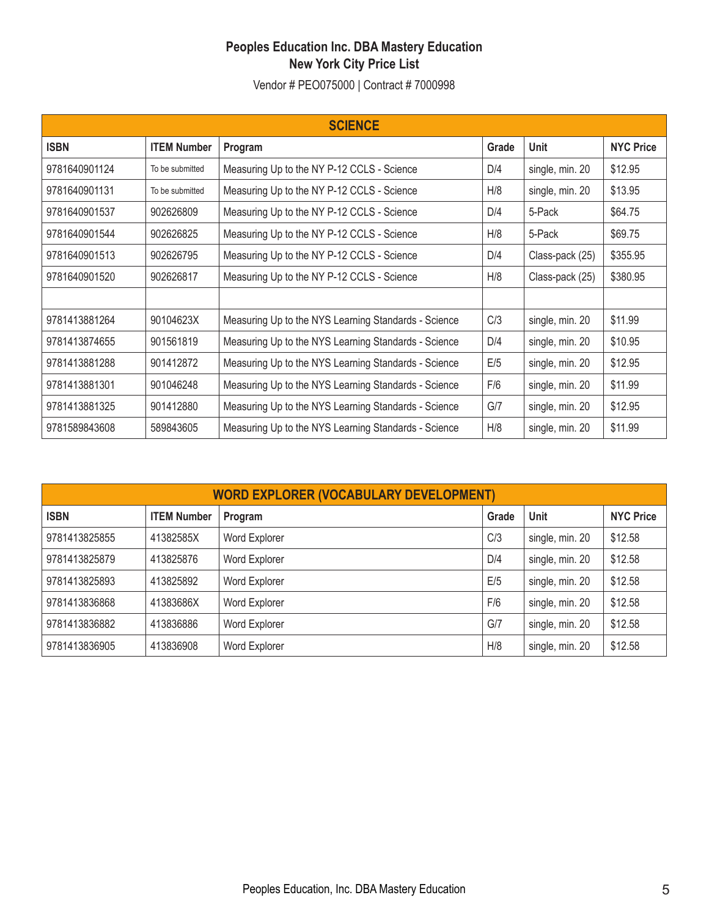**Peoples Education Inc. DBA Mastery Education**
**New York City Price List**

Vendor # PEO075000 | Contract # 7000998

| SCIENCE | | | | | |
|---|---|---|---|---|---|
| **ISBN** | **ITEM Number** | **Program** | **Grade** | **Unit** | **NYC Price** |
| 9781640901124 | To be submitted | Measuring Up to the NY P-12 CCLS - Science | D/4 | single, min. 20 | $12.95 |
| 9781640901131 | To be submitted | Measuring Up to the NY P-12 CCLS - Science | H/8 | single, min. 20 | $13.95 |
| 9781640901537 | 902626809 | Measuring Up to the NY P-12 CCLS - Science | D/4 | 5-Pack | $64.75 |
| 9781640901544 | 902626825 | Measuring Up to the NY P-12 CCLS - Science | H/8 | 5-Pack | $69.75 |
| 9781640901513 | 902626795 | Measuring Up to the NY P-12 CCLS - Science | D/4 | Class-pack (25) | $355.95 |
| 9781640901520 | 902626817 | Measuring Up to the NY P-12 CCLS - Science | H/8 | Class-pack (25) | $380.95 |
| | | | | | |
| 9781413881264 | 90104623X | Measuring Up to the NYS Learning Standards - Science | C/3 | single, min. 20 | $11.99 |
| 9781413874655 | 901561819 | Measuring Up to the NYS Learning Standards - Science | D/4 | single, min. 20 | $10.95 |
| 9781413881288 | 901412872 | Measuring Up to the NYS Learning Standards - Science | E/5 | single, min. 20 | $12.95 |
| 9781413881301 | 901046248 | Measuring Up to the NYS Learning Standards - Science | F/6 | single, min. 20 | $11.99 |
| 9781413881325 | 901412880 | Measuring Up to the NYS Learning Standards - Science | G/7 | single, min. 20 | $12.95 |
| 9781589843608 | 589843605 | Measuring Up to the NYS Learning Standards - Science | H/8 | single, min. 20 | $11.99 |

| WORD EXPLORER (VOCABULARY DEVELOPMENT) | | | | | |
|---|---|---|---|---|---|
| **ISBN** | **ITEM Number** | **Program** | **Grade** | **Unit** | **NYC Price** |
| 9781413825855 | 41382585X | Word Explorer | C/3 | single, min. 20 | $12.58 |
| 9781413825879 | 413825876 | Word Explorer | D/4 | single, min. 20 | $12.58 |
| 9781413825893 | 413825892 | Word Explorer | E/5 | single, min. 20 | $12.58 |
| 9781413836868 | 41383686X | Word Explorer | F/6 | single, min. 20 | $12.58 |
| 9781413836882 | 413836886 | Word Explorer | G/7 | single, min. 20 | $12.58 |
| 9781413836905 | 413836908 | Word Explorer | H/8 | single, min. 20 | $12.58 |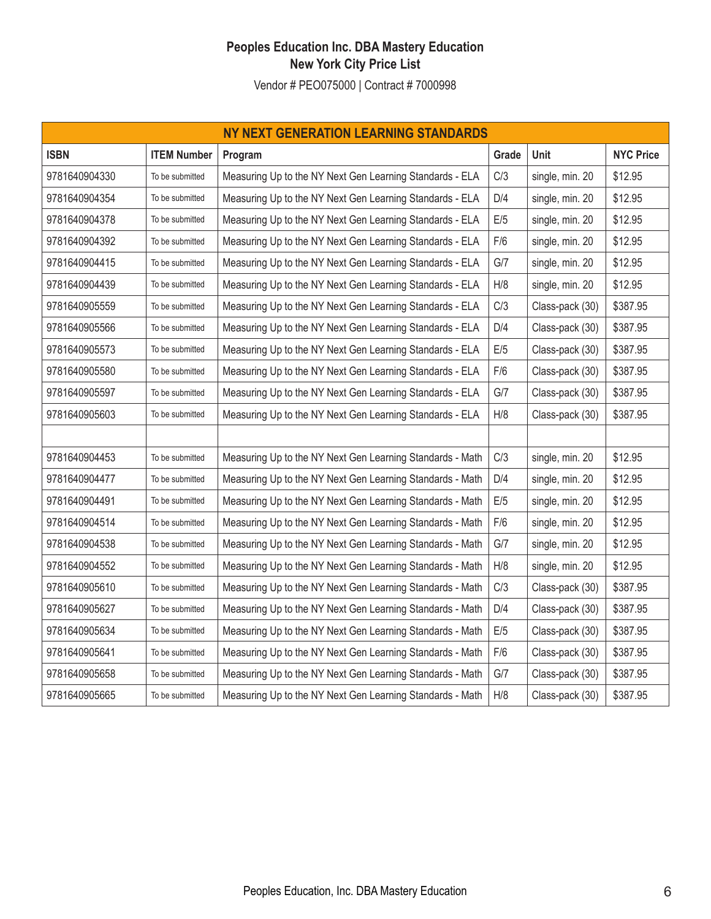# Peoples Education Inc. DBA Mastery Education
## New York City Price List

Vendor # PEO075000 | Contract # 7000998

| NY NEXT GENERATION LEARNING STANDARDS | | | | | |
|---|---|---|---|---|---|
| **ISBN** | **ITEM Number** | **Program** | **Grade** | **Unit** | **NYC Price** |
| 9781640904330 | To be submitted | Measuring Up to the NY Next Gen Learning Standards - ELA | C/3 | single, min. 20 | $12.95 |
| 9781640904354 | To be submitted | Measuring Up to the NY Next Gen Learning Standards - ELA | D/4 | single, min. 20 | $12.95 |
| 9781640904378 | To be submitted | Measuring Up to the NY Next Gen Learning Standards - ELA | E/5 | single, min. 20 | $12.95 |
| 9781640904392 | To be submitted | Measuring Up to the NY Next Gen Learning Standards - ELA | F/6 | single, min. 20 | $12.95 |
| 9781640904415 | To be submitted | Measuring Up to the NY Next Gen Learning Standards - ELA | G/7 | single, min. 20 | $12.95 |
| 9781640904439 | To be submitted | Measuring Up to the NY Next Gen Learning Standards - ELA | H/8 | single, min. 20 | $12.95 |
| 9781640905559 | To be submitted | Measuring Up to the NY Next Gen Learning Standards - ELA | C/3 | Class-pack (30) | $387.95 |
| 9781640905566 | To be submitted | Measuring Up to the NY Next Gen Learning Standards - ELA | D/4 | Class-pack (30) | $387.95 |
| 9781640905573 | To be submitted | Measuring Up to the NY Next Gen Learning Standards - ELA | E/5 | Class-pack (30) | $387.95 |
| 9781640905580 | To be submitted | Measuring Up to the NY Next Gen Learning Standards - ELA | F/6 | Class-pack (30) | $387.95 |
| 9781640905597 | To be submitted | Measuring Up to the NY Next Gen Learning Standards - ELA | G/7 | Class-pack (30) | $387.95 |
| 9781640905603 | To be submitted | Measuring Up to the NY Next Gen Learning Standards - ELA | H/8 | Class-pack (30) | $387.95 |
| | | | | | |
| 9781640904453 | To be submitted | Measuring Up to the NY Next Gen Learning Standards - Math | C/3 | single, min. 20 | $12.95 |
| 9781640904477 | To be submitted | Measuring Up to the NY Next Gen Learning Standards - Math | D/4 | single, min. 20 | $12.95 |
| 9781640904491 | To be submitted | Measuring Up to the NY Next Gen Learning Standards - Math | E/5 | single, min. 20 | $12.95 |
| 9781640904514 | To be submitted | Measuring Up to the NY Next Gen Learning Standards - Math | F/6 | single, min. 20 | $12.95 |
| 9781640904538 | To be submitted | Measuring Up to the NY Next Gen Learning Standards - Math | G/7 | single, min. 20 | $12.95 |
| 9781640904552 | To be submitted | Measuring Up to the NY Next Gen Learning Standards - Math | H/8 | single, min. 20 | $12.95 |
| 9781640905610 | To be submitted | Measuring Up to the NY Next Gen Learning Standards - Math | C/3 | Class-pack (30) | $387.95 |
| 9781640905627 | To be submitted | Measuring Up to the NY Next Gen Learning Standards - Math | D/4 | Class-pack (30) | $387.95 |
| 9781640905634 | To be submitted | Measuring Up to the NY Next Gen Learning Standards - Math | E/5 | Class-pack (30) | $387.95 |
| 9781640905641 | To be submitted | Measuring Up to the NY Next Gen Learning Standards - Math | F/6 | Class-pack (30) | $387.95 |
| 9781640905658 | To be submitted | Measuring Up to the NY Next Gen Learning Standards - Math | G/7 | Class-pack (30) | $387.95 |
| 9781640905665 | To be submitted | Measuring Up to the NY Next Gen Learning Standards - Math | H/8 | Class-pack (30) | $387.95 |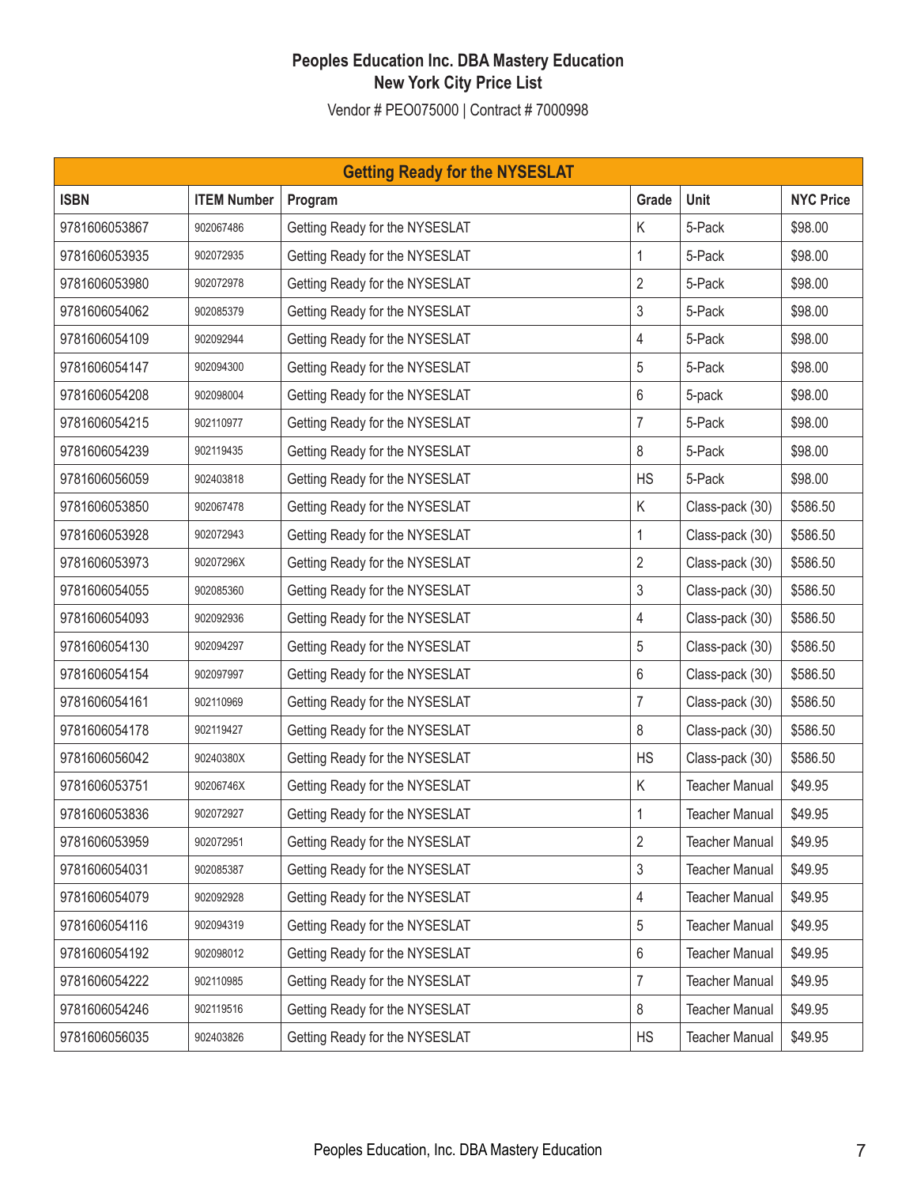**Peoples Education Inc. DBA Mastery Education**
**New York City Price List**

Vendor # PEO075000 | Contract # 7000998

| Getting Ready for the NYSESLAT | | | | | |
|---|---|---|---|---|---|
| **ISBN** | **ITEM Number** | **Program** | **Grade** | **Unit** | **NYC Price** |
| 9781606053867 | 902067486 | Getting Ready for the NYSESLAT | K | 5-Pack | $98.00 |
| 9781606053935 | 902072935 | Getting Ready for the NYSESLAT | 1 | 5-Pack | $98.00 |
| 9781606053980 | 902072978 | Getting Ready for the NYSESLAT | 2 | 5-Pack | $98.00 |
| 9781606054062 | 902085379 | Getting Ready for the NYSESLAT | 3 | 5-Pack | $98.00 |
| 9781606054109 | 902092944 | Getting Ready for the NYSESLAT | 4 | 5-Pack | $98.00 |
| 9781606054147 | 902094300 | Getting Ready for the NYSESLAT | 5 | 5-Pack | $98.00 |
| 9781606054208 | 902098004 | Getting Ready for the NYSESLAT | 6 | 5-pack | $98.00 |
| 9781606054215 | 902110977 | Getting Ready for the NYSESLAT | 7 | 5-Pack | $98.00 |
| 9781606054239 | 902119435 | Getting Ready for the NYSESLAT | 8 | 5-Pack | $98.00 |
| 9781606056059 | 902403818 | Getting Ready for the NYSESLAT | HS | 5-Pack | $98.00 |
| 9781606053850 | 902067478 | Getting Ready for the NYSESLAT | K | Class-pack (30) | $586.50 |
| 9781606053928 | 902072943 | Getting Ready for the NYSESLAT | 1 | Class-pack (30) | $586.50 |
| 9781606053973 | 90207296X | Getting Ready for the NYSESLAT | 2 | Class-pack (30) | $586.50 |
| 9781606054055 | 902085360 | Getting Ready for the NYSESLAT | 3 | Class-pack (30) | $586.50 |
| 9781606054093 | 902092936 | Getting Ready for the NYSESLAT | 4 | Class-pack (30) | $586.50 |
| 9781606054130 | 902094297 | Getting Ready for the NYSESLAT | 5 | Class-pack (30) | $586.50 |
| 9781606054154 | 902097997 | Getting Ready for the NYSESLAT | 6 | Class-pack (30) | $586.50 |
| 9781606054161 | 902110969 | Getting Ready for the NYSESLAT | 7 | Class-pack (30) | $586.50 |
| 9781606054178 | 902119427 | Getting Ready for the NYSESLAT | 8 | Class-pack (30) | $586.50 |
| 9781606056042 | 90240380X | Getting Ready for the NYSESLAT | HS | Class-pack (30) | $586.50 |
| 9781606053751 | 90206746X | Getting Ready for the NYSESLAT | K | Teacher Manual | $49.95 |
| 9781606053836 | 902072927 | Getting Ready for the NYSESLAT | 1 | Teacher Manual | $49.95 |
| 9781606053959 | 902072951 | Getting Ready for the NYSESLAT | 2 | Teacher Manual | $49.95 |
| 9781606054031 | 902085387 | Getting Ready for the NYSESLAT | 3 | Teacher Manual | $49.95 |
| 9781606054079 | 902092928 | Getting Ready for the NYSESLAT | 4 | Teacher Manual | $49.95 |
| 9781606054116 | 902094319 | Getting Ready for the NYSESLAT | 5 | Teacher Manual | $49.95 |
| 9781606054192 | 902098012 | Getting Ready for the NYSESLAT | 6 | Teacher Manual | $49.95 |
| 9781606054222 | 902110985 | Getting Ready for the NYSESLAT | 7 | Teacher Manual | $49.95 |
| 9781606054246 | 902119516 | Getting Ready for the NYSESLAT | 8 | Teacher Manual | $49.95 |
| 9781606056035 | 902403826 | Getting Ready for the NYSESLAT | HS | Teacher Manual | $49.95 |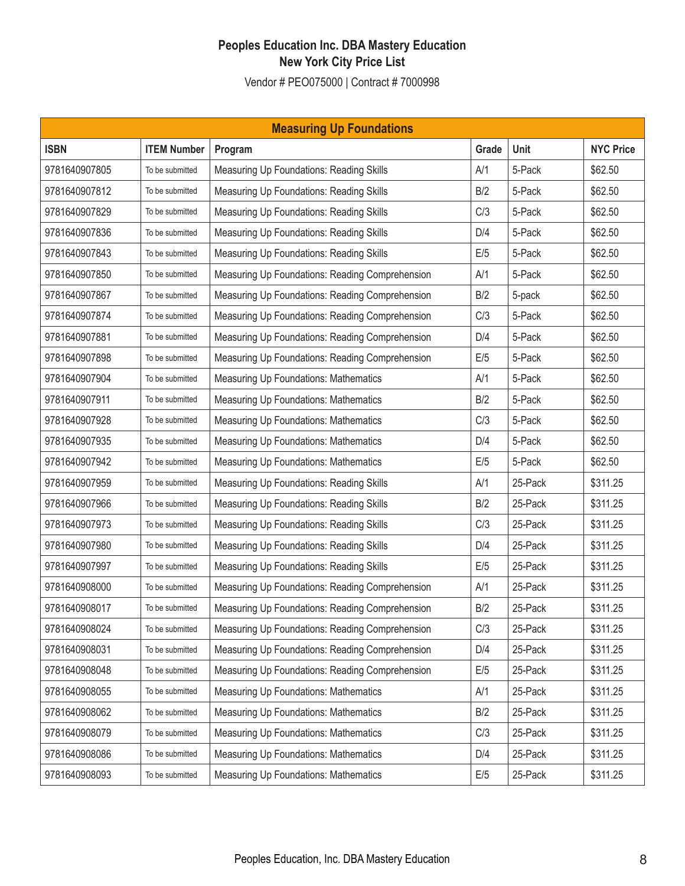**Peoples Education Inc. DBA Mastery Education**
**New York City Price List**

Vendor # PEO075000 | Contract # 7000998

| Measuring Up Foundations | | | | | |
|---|---|---|---|---|---|
| **ISBN** | **ITEM Number** | **Program** | **Grade** | **Unit** | **NYC Price** |
| 9781640907805 | To be submitted | Measuring Up Foundations: Reading Skills | A/1 | 5-Pack | $62.50 |
| 9781640907812 | To be submitted | Measuring Up Foundations: Reading Skills | B/2 | 5-Pack | $62.50 |
| 9781640907829 | To be submitted | Measuring Up Foundations: Reading Skills | C/3 | 5-Pack | $62.50 |
| 9781640907836 | To be submitted | Measuring Up Foundations: Reading Skills | D/4 | 5-Pack | $62.50 |
| 9781640907843 | To be submitted | Measuring Up Foundations: Reading Skills | E/5 | 5-Pack | $62.50 |
| 9781640907850 | To be submitted | Measuring Up Foundations: Reading Comprehension | A/1 | 5-Pack | $62.50 |
| 9781640907867 | To be submitted | Measuring Up Foundations: Reading Comprehension | B/2 | 5-pack | $62.50 |
| 9781640907874 | To be submitted | Measuring Up Foundations: Reading Comprehension | C/3 | 5-Pack | $62.50 |
| 9781640907881 | To be submitted | Measuring Up Foundations: Reading Comprehension | D/4 | 5-Pack | $62.50 |
| 9781640907898 | To be submitted | Measuring Up Foundations: Reading Comprehension | E/5 | 5-Pack | $62.50 |
| 9781640907904 | To be submitted | Measuring Up Foundations: Mathematics | A/1 | 5-Pack | $62.50 |
| 9781640907911 | To be submitted | Measuring Up Foundations: Mathematics | B/2 | 5-Pack | $62.50 |
| 9781640907928 | To be submitted | Measuring Up Foundations: Mathematics | C/3 | 5-Pack | $62.50 |
| 9781640907935 | To be submitted | Measuring Up Foundations: Mathematics | D/4 | 5-Pack | $62.50 |
| 9781640907942 | To be submitted | Measuring Up Foundations: Mathematics | E/5 | 5-Pack | $62.50 |
| 9781640907959 | To be submitted | Measuring Up Foundations: Reading Skills | A/1 | 25-Pack | $311.25 |
| 9781640907966 | To be submitted | Measuring Up Foundations: Reading Skills | B/2 | 25-Pack | $311.25 |
| 9781640907973 | To be submitted | Measuring Up Foundations: Reading Skills | C/3 | 25-Pack | $311.25 |
| 9781640907980 | To be submitted | Measuring Up Foundations: Reading Skills | D/4 | 25-Pack | $311.25 |
| 9781640907997 | To be submitted | Measuring Up Foundations: Reading Skills | E/5 | 25-Pack | $311.25 |
| 9781640908000 | To be submitted | Measuring Up Foundations: Reading Comprehension | A/1 | 25-Pack | $311.25 |
| 9781640908017 | To be submitted | Measuring Up Foundations: Reading Comprehension | B/2 | 25-Pack | $311.25 |
| 9781640908024 | To be submitted | Measuring Up Foundations: Reading Comprehension | C/3 | 25-Pack | $311.25 |
| 9781640908031 | To be submitted | Measuring Up Foundations: Reading Comprehension | D/4 | 25-Pack | $311.25 |
| 9781640908048 | To be submitted | Measuring Up Foundations: Reading Comprehension | E/5 | 25-Pack | $311.25 |
| 9781640908055 | To be submitted | Measuring Up Foundations: Mathematics | A/1 | 25-Pack | $311.25 |
| 9781640908062 | To be submitted | Measuring Up Foundations: Mathematics | B/2 | 25-Pack | $311.25 |
| 9781640908079 | To be submitted | Measuring Up Foundations: Mathematics | C/3 | 25-Pack | $311.25 |
| 9781640908086 | To be submitted | Measuring Up Foundations: Mathematics | D/4 | 25-Pack | $311.25 |
| 9781640908093 | To be submitted | Measuring Up Foundations: Mathematics | E/5 | 25-Pack | $311.25 |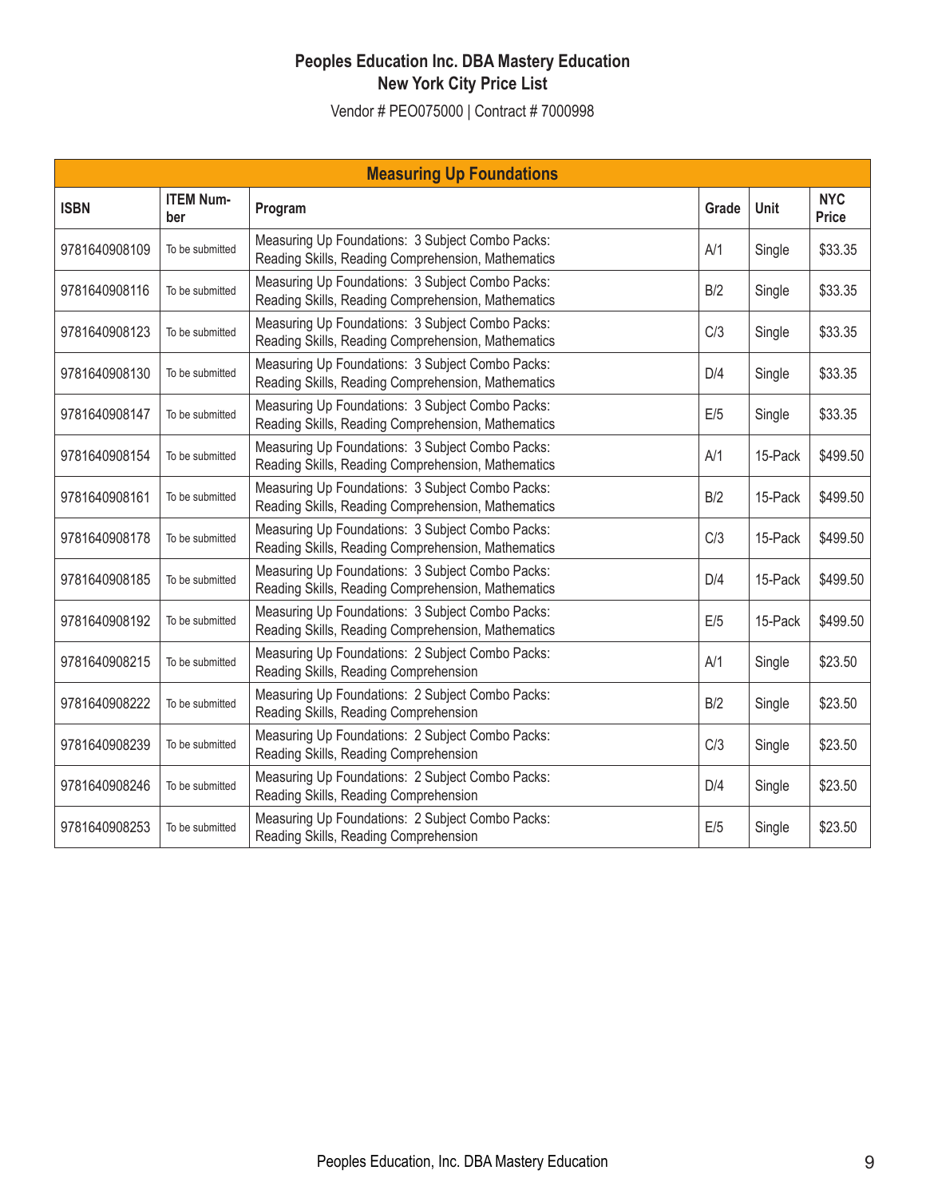# Peoples Education Inc. DBA Mastery Education
## New York City Price List

Vendor # PEO075000 | Contract # 7000998

| Measuring Up Foundations | | | | | |
|---|---|---|---|---|---|
| **ISBN** | **ITEM Number** | **Program** | **Grade** | **Unit** | **NYC Price** |
| 9781640908109 | To be submitted | Measuring Up Foundations: 3 Subject Combo Packs: Reading Skills, Reading Comprehension, Mathematics | A/1 | Single | $33.35 |
| 9781640908116 | To be submitted | Measuring Up Foundations: 3 Subject Combo Packs: Reading Skills, Reading Comprehension, Mathematics | B/2 | Single | $33.35 |
| 9781640908123 | To be submitted | Measuring Up Foundations: 3 Subject Combo Packs: Reading Skills, Reading Comprehension, Mathematics | C/3 | Single | $33.35 |
| 9781640908130 | To be submitted | Measuring Up Foundations: 3 Subject Combo Packs: Reading Skills, Reading Comprehension, Mathematics | D/4 | Single | $33.35 |
| 9781640908147 | To be submitted | Measuring Up Foundations: 3 Subject Combo Packs: Reading Skills, Reading Comprehension, Mathematics | E/5 | Single | $33.35 |
| 9781640908154 | To be submitted | Measuring Up Foundations: 3 Subject Combo Packs: Reading Skills, Reading Comprehension, Mathematics | A/1 | 15-Pack | $499.50 |
| 9781640908161 | To be submitted | Measuring Up Foundations: 3 Subject Combo Packs: Reading Skills, Reading Comprehension, Mathematics | B/2 | 15-Pack | $499.50 |
| 9781640908178 | To be submitted | Measuring Up Foundations: 3 Subject Combo Packs: Reading Skills, Reading Comprehension, Mathematics | C/3 | 15-Pack | $499.50 |
| 9781640908185 | To be submitted | Measuring Up Foundations: 3 Subject Combo Packs: Reading Skills, Reading Comprehension, Mathematics | D/4 | 15-Pack | $499.50 |
| 9781640908192 | To be submitted | Measuring Up Foundations: 3 Subject Combo Packs: Reading Skills, Reading Comprehension, Mathematics | E/5 | 15-Pack | $499.50 |
| 9781640908215 | To be submitted | Measuring Up Foundations: 2 Subject Combo Packs: Reading Skills, Reading Comprehension | A/1 | Single | $23.50 |
| 9781640908222 | To be submitted | Measuring Up Foundations: 2 Subject Combo Packs: Reading Skills, Reading Comprehension | B/2 | Single | $23.50 |
| 9781640908239 | To be submitted | Measuring Up Foundations: 2 Subject Combo Packs: Reading Skills, Reading Comprehension | C/3 | Single | $23.50 |
| 9781640908246 | To be submitted | Measuring Up Foundations: 2 Subject Combo Packs: Reading Skills, Reading Comprehension | D/4 | Single | $23.50 |
| 9781640908253 | To be submitted | Measuring Up Foundations: 2 Subject Combo Packs: Reading Skills, Reading Comprehension | E/5 | Single | $23.50 |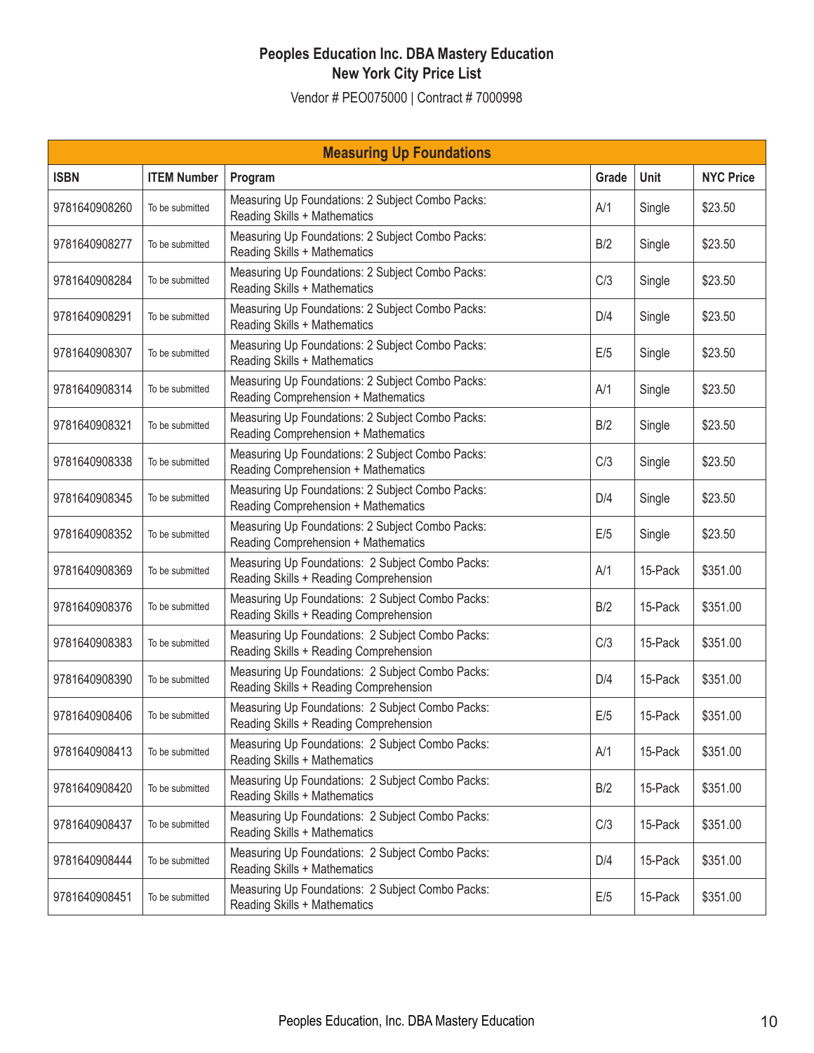# Peoples Education Inc. DBA Mastery Education
## New York City Price List

Vendor # PEO075000 | Contract # 7000998

| Measuring Up Foundations | | | | | |
|---|---|---|---|---|---|
| **ISBN** | **ITEM Number** | **Program** | **Grade** | **Unit** | **NYC Price** |
| 9781640908260 | To be submitted | Measuring Up Foundations: 2 Subject Combo Packs: Reading Skills + Mathematics | A/1 | Single | $23.50 |
| 9781640908277 | To be submitted | Measuring Up Foundations: 2 Subject Combo Packs: Reading Skills + Mathematics | B/2 | Single | $23.50 |
| 9781640908284 | To be submitted | Measuring Up Foundations: 2 Subject Combo Packs: Reading Skills + Mathematics | C/3 | Single | $23.50 |
| 9781640908291 | To be submitted | Measuring Up Foundations: 2 Subject Combo Packs: Reading Skills + Mathematics | D/4 | Single | $23.50 |
| 9781640908307 | To be submitted | Measuring Up Foundations: 2 Subject Combo Packs: Reading Skills + Mathematics | E/5 | Single | $23.50 |
| 9781640908314 | To be submitted | Measuring Up Foundations: 2 Subject Combo Packs: Reading Comprehension + Mathematics | A/1 | Single | $23.50 |
| 9781640908321 | To be submitted | Measuring Up Foundations: 2 Subject Combo Packs: Reading Comprehension + Mathematics | B/2 | Single | $23.50 |
| 9781640908338 | To be submitted | Measuring Up Foundations: 2 Subject Combo Packs: Reading Comprehension + Mathematics | C/3 | Single | $23.50 |
| 9781640908345 | To be submitted | Measuring Up Foundations: 2 Subject Combo Packs: Reading Comprehension + Mathematics | D/4 | Single | $23.50 |
| 9781640908352 | To be submitted | Measuring Up Foundations: 2 Subject Combo Packs: Reading Comprehension + Mathematics | E/5 | Single | $23.50 |
| 9781640908369 | To be submitted | Measuring Up Foundations: 2 Subject Combo Packs: Reading Skills + Reading Comprehension | A/1 | 15-Pack | $351.00 |
| 9781640908376 | To be submitted | Measuring Up Foundations: 2 Subject Combo Packs: Reading Skills + Reading Comprehension | B/2 | 15-Pack | $351.00 |
| 9781640908383 | To be submitted | Measuring Up Foundations: 2 Subject Combo Packs: Reading Skills + Reading Comprehension | C/3 | 15-Pack | $351.00 |
| 9781640908390 | To be submitted | Measuring Up Foundations: 2 Subject Combo Packs: Reading Skills + Reading Comprehension | D/4 | 15-Pack | $351.00 |
| 9781640908406 | To be submitted | Measuring Up Foundations: 2 Subject Combo Packs: Reading Skills + Reading Comprehension | E/5 | 15-Pack | $351.00 |
| 9781640908413 | To be submitted | Measuring Up Foundations: 2 Subject Combo Packs: Reading Skills + Mathematics | A/1 | 15-Pack | $351.00 |
| 9781640908420 | To be submitted | Measuring Up Foundations: 2 Subject Combo Packs: Reading Skills + Mathematics | B/2 | 15-Pack | $351.00 |
| 9781640908437 | To be submitted | Measuring Up Foundations: 2 Subject Combo Packs: Reading Skills + Mathematics | C/3 | 15-Pack | $351.00 |
| 9781640908444 | To be submitted | Measuring Up Foundations: 2 Subject Combo Packs: Reading Skills + Mathematics | D/4 | 15-Pack | $351.00 |
| 9781640908451 | To be submitted | Measuring Up Foundations: 2 Subject Combo Packs: Reading Skills + Mathematics | E/5 | 15-Pack | $351.00 |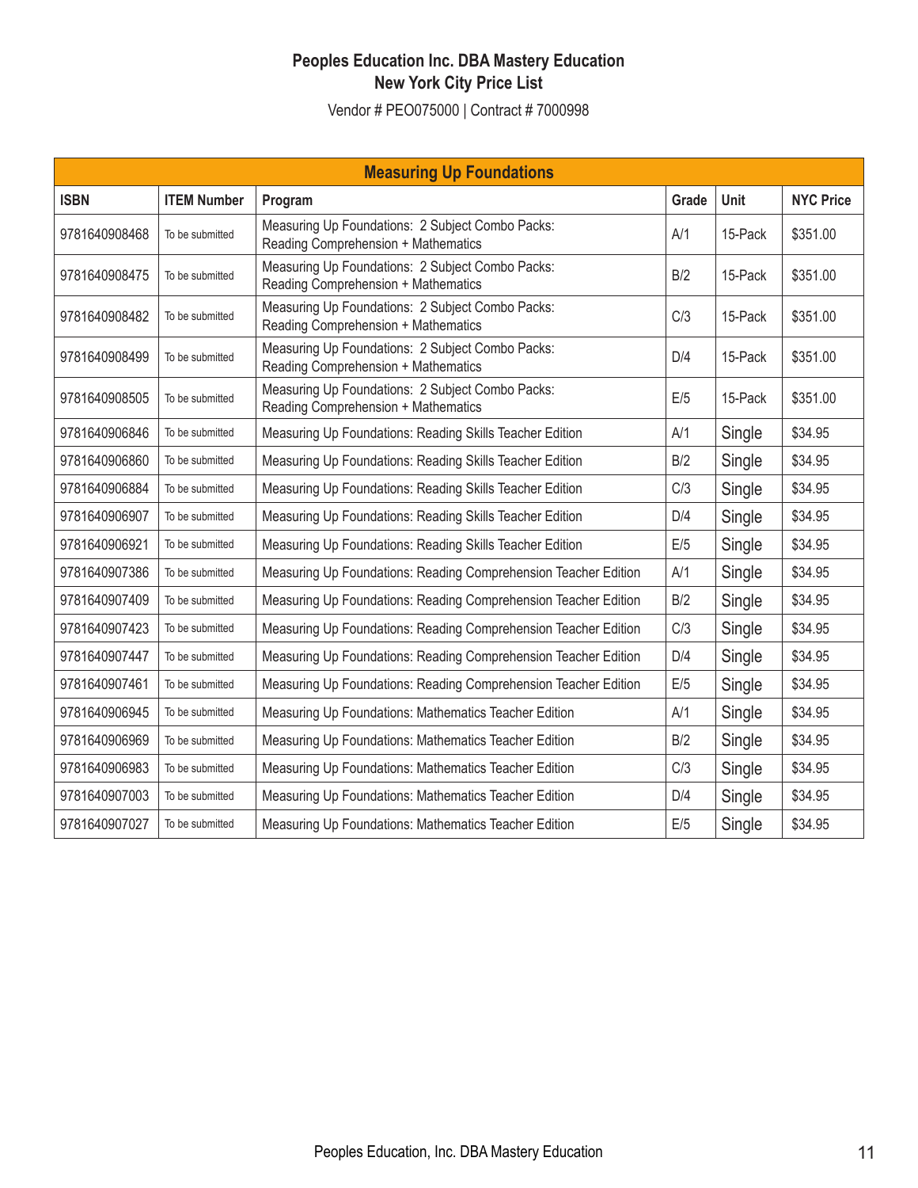**Peoples Education Inc. DBA Mastery Education**
**New York City Price List**

Vendor # PEO075000 | Contract # 7000998

| Measuring Up Foundations | | | | | |
|---|---|---|---|---|---|
| **ISBN** | **ITEM Number** | **Program** | **Grade** | **Unit** | **NYC Price** |
| 9781640908468 | To be submitted | Measuring Up Foundations: 2 Subject Combo Packs: Reading Comprehension + Mathematics | A/1 | 15-Pack | $351.00 |
| 9781640908475 | To be submitted | Measuring Up Foundations: 2 Subject Combo Packs: Reading Comprehension + Mathematics | B/2 | 15-Pack | $351.00 |
| 9781640908482 | To be submitted | Measuring Up Foundations: 2 Subject Combo Packs: Reading Comprehension + Mathematics | C/3 | 15-Pack | $351.00 |
| 9781640908499 | To be submitted | Measuring Up Foundations: 2 Subject Combo Packs: Reading Comprehension + Mathematics | D/4 | 15-Pack | $351.00 |
| 9781640908505 | To be submitted | Measuring Up Foundations: 2 Subject Combo Packs: Reading Comprehension + Mathematics | E/5 | 15-Pack | $351.00 |
| 9781640906846 | To be submitted | Measuring Up Foundations: Reading Skills Teacher Edition | A/1 | Single | $34.95 |
| 9781640906860 | To be submitted | Measuring Up Foundations: Reading Skills Teacher Edition | B/2 | Single | $34.95 |
| 9781640906884 | To be submitted | Measuring Up Foundations: Reading Skills Teacher Edition | C/3 | Single | $34.95 |
| 9781640906907 | To be submitted | Measuring Up Foundations: Reading Skills Teacher Edition | D/4 | Single | $34.95 |
| 9781640906921 | To be submitted | Measuring Up Foundations: Reading Skills Teacher Edition | E/5 | Single | $34.95 |
| 9781640907386 | To be submitted | Measuring Up Foundations: Reading Comprehension Teacher Edition | A/1 | Single | $34.95 |
| 9781640907409 | To be submitted | Measuring Up Foundations: Reading Comprehension Teacher Edition | B/2 | Single | $34.95 |
| 9781640907423 | To be submitted | Measuring Up Foundations: Reading Comprehension Teacher Edition | C/3 | Single | $34.95 |
| 9781640907447 | To be submitted | Measuring Up Foundations: Reading Comprehension Teacher Edition | D/4 | Single | $34.95 |
| 9781640907461 | To be submitted | Measuring Up Foundations: Reading Comprehension Teacher Edition | E/5 | Single | $34.95 |
| 9781640906945 | To be submitted | Measuring Up Foundations: Mathematics Teacher Edition | A/1 | Single | $34.95 |
| 9781640906969 | To be submitted | Measuring Up Foundations: Mathematics Teacher Edition | B/2 | Single | $34.95 |
| 9781640906983 | To be submitted | Measuring Up Foundations: Mathematics Teacher Edition | C/3 | Single | $34.95 |
| 9781640907003 | To be submitted | Measuring Up Foundations: Mathematics Teacher Edition | D/4 | Single | $34.95 |
| 9781640907027 | To be submitted | Measuring Up Foundations: Mathematics Teacher Edition | E/5 | Single | $34.95 |